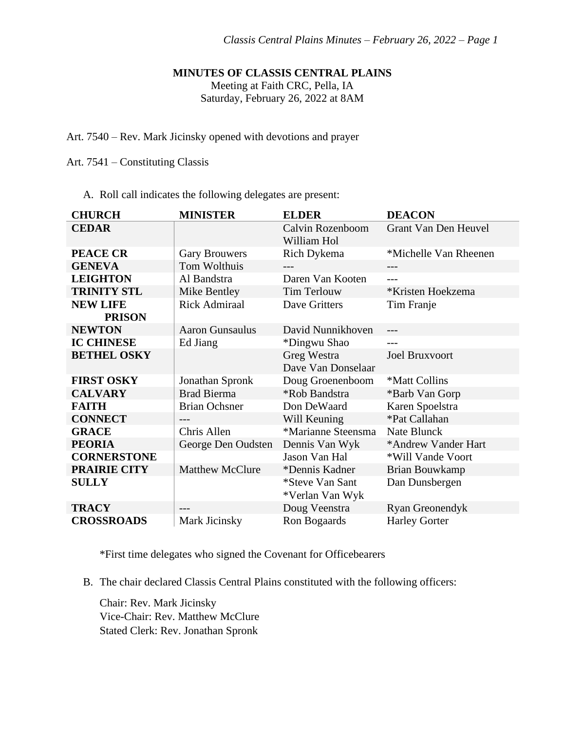# MINUTES OF CLASSIS CENTRAL PLAINS

Meeting at Faith CRC, Pella, IA
Saturday, February 26, 2022 at 8AM

Art. 7540 – Rev. Mark Jicinsky opened with devotions and prayer

Art. 7541 – Constituting Classis

A. Roll call indicates the following delegates are present:

| CHURCH | MINISTER | ELDER | DEACON |
|---|---|---|---|
| **CEDAR** | | Calvin Rozenboom<br>William Hol | Grant Van Den Heuvel |
| **PEACE CR** | Gary Brouwers | Rich Dykema | *Michelle Van Rheenen |
| **GENEVA** | Tom Wolthuis | --- | --- |
| **LEIGHTON** | Al Bandstra | Daren Van Kooten | --- |
| **TRINITY STL** | Mike Bentley | Tim Terlouw | *Kristen Hoekzema |
| **NEW LIFE PRISON** | Rick Admiraal | Dave Gritters | Tim Franje |
| **NEWTON** | Aaron Gunsaulus | David Nunnikhoven | --- |
| **IC CHINESE** | Ed Jiang | *Dingwu Shao | --- |
| **BETHEL OSKY** | | Greg Westra<br>Dave Van Donselaar | Joel Bruxvoort |
| **FIRST OSKY** | Jonathan Spronk | Doug Groenenboom | *Matt Collins |
| **CALVARY** | Brad Bierma | *Rob Bandstra | *Barb Van Gorp |
| **FAITH** | Brian Ochsner | Don DeWaard | Karen Spoelstra |
| **CONNECT** | --- | Will Keuning | *Pat Callahan |
| **GRACE** | Chris Allen | *Marianne Steensma | Nate Blunck |
| **PEORIA** | George Den Oudsten | Dennis Van Wyk | *Andrew Vander Hart |
| **CORNERSTONE** | | Jason Van Hal | *Will Vande Voort |
| **PRAIRIE CITY** | Matthew McClure | *Dennis Kadner | Brian Bouwkamp |
| **SULLY** | | *Steve Van Sant<br>*Verlan Van Wyk | Dan Dunsbergen |
| **TRACY** | --- | Doug Veenstra | Ryan Greonendyk |
| **CROSSROADS** | Mark Jicinsky | Ron Bogaards | Harley Gorter |

*First time delegates who signed the Covenant for Officebearers

B. The chair declared Classis Central Plains constituted with the following officers:

Chair: Rev. Mark Jicinsky
Vice-Chair: Rev. Matthew McClure
Stated Clerk: Rev. Jonathan Spronk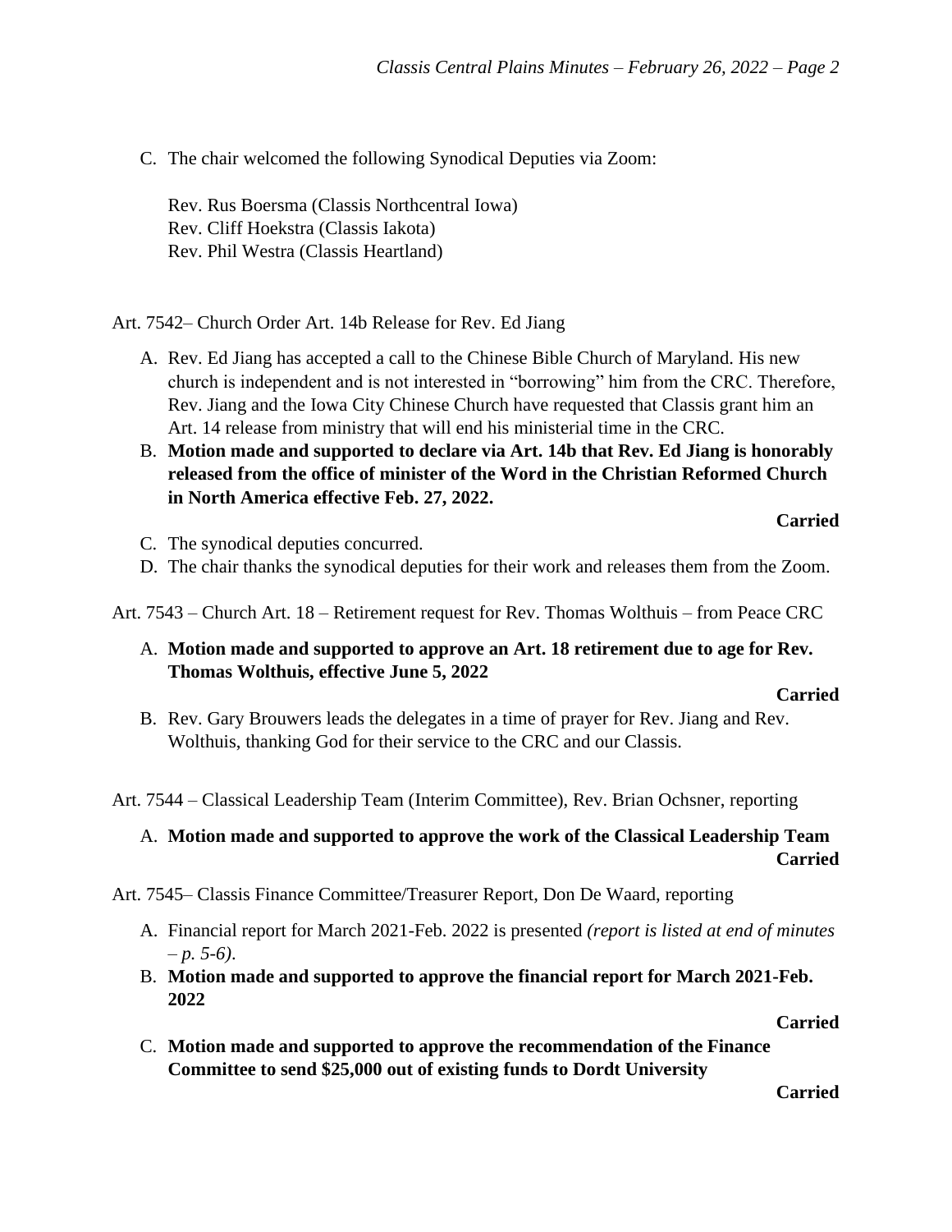C. The chair welcomed the following Synodical Deputies via Zoom:

   Rev. Rus Boersma (Classis Northcentral Iowa)  
   Rev. Cliff Hoekstra (Classis Iakota)  
   Rev. Phil Westra (Classis Heartland)

Art. 7542– Church Order Art. 14b Release for Rev. Ed Jiang

A. Rev. Ed Jiang has accepted a call to the Chinese Bible Church of Maryland. His new church is independent and is not interested in "borrowing" him from the CRC. Therefore, Rev. Jiang and the Iowa City Chinese Church have requested that Classis grant him an Art. 14 release from ministry that will end his ministerial time in the CRC.
B. **Motion made and supported to declare via Art. 14b that Rev. Ed Jiang is honorably released from the office of minister of the Word in the Christian Reformed Church in North America effective Feb. 27, 2022.**

   **Carried**
C. The synodical deputies concurred.
D. The chair thanks the synodical deputies for their work and releases them from the Zoom.

Art. 7543 – Church Art. 18 – Retirement request for Rev. Thomas Wolthuis – from Peace CRC

A. **Motion made and supported to approve an Art. 18 retirement due to age for Rev. Thomas Wolthuis, effective June 5, 2022**

   **Carried**
B. Rev. Gary Brouwers leads the delegates in a time of prayer for Rev. Jiang and Rev. Wolthuis, thanking God for their service to the CRC and our Classis.

Art. 7544 – Classical Leadership Team (Interim Committee), Rev. Brian Ochsner, reporting

A. **Motion made and supported to approve the work of the Classical Leadership Team**

   **Carried**

Art. 7545– Classis Finance Committee/Treasurer Report, Don De Waard, reporting

A. Financial report for March 2021-Feb. 2022 is presented *(report is listed at end of minutes – p. 5-6)*.
B. **Motion made and supported to approve the financial report for March 2021-Feb. 2022**

   **Carried**
C. **Motion made and supported to approve the recommendation of the Finance Committee to send $25,000 out of existing funds to Dordt University**

   **Carried**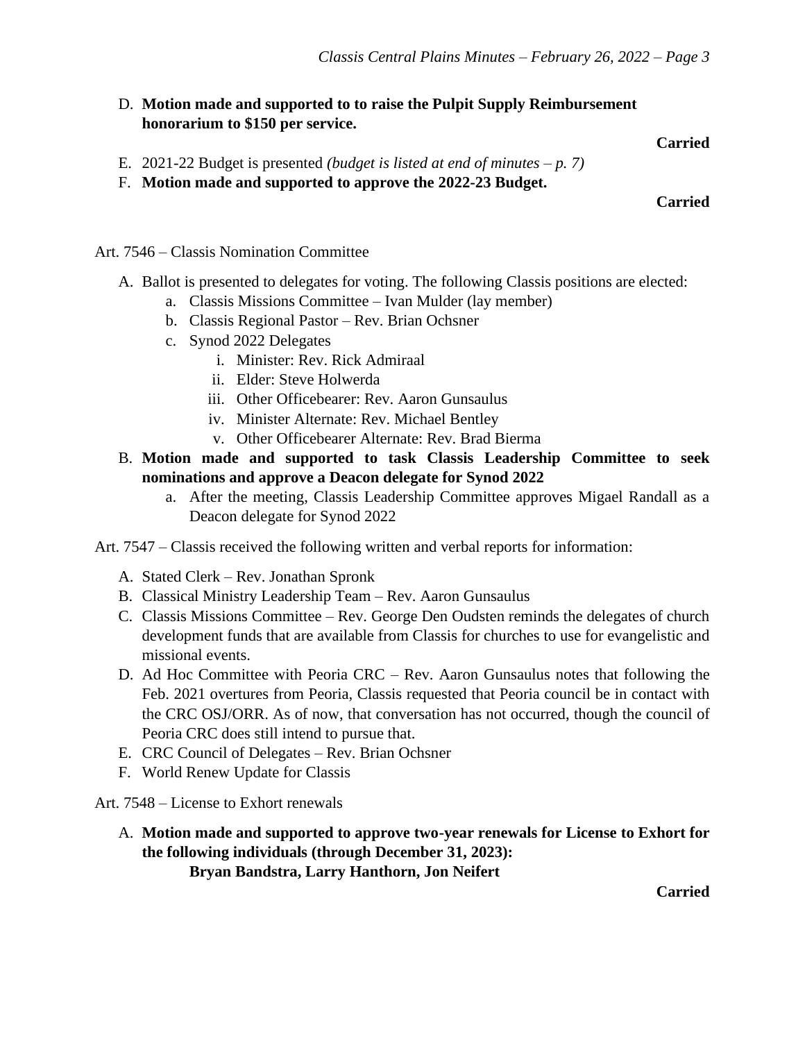D. **Motion made and supported to to raise the Pulpit Supply Reimbursement honorarium to $150 per service.**

**Carried**

E. 2021-22 Budget is presented *(budget is listed at end of minutes – p. 7)*

F. **Motion made and supported to approve the 2022-23 Budget.**

**Carried**

Art. 7546 – Classis Nomination Committee

A. Ballot is presented to delegates for voting. The following Classis positions are elected:
   a. Classis Missions Committee – Ivan Mulder (lay member)
   b. Classis Regional Pastor – Rev. Brian Ochsner
   c. Synod 2022 Delegates
      i. Minister: Rev. Rick Admiraal
      ii. Elder: Steve Holwerda
      iii. Other Officebearer: Rev. Aaron Gunsaulus
      iv. Minister Alternate: Rev. Michael Bentley
      v. Other Officebearer Alternate: Rev. Brad Bierma

B. **Motion made and supported to task Classis Leadership Committee to seek nominations and approve a Deacon delegate for Synod 2022**
   a. After the meeting, Classis Leadership Committee approves Migael Randall as a Deacon delegate for Synod 2022

Art. 7547 – Classis received the following written and verbal reports for information:

A. Stated Clerk – Rev. Jonathan Spronk
B. Classical Ministry Leadership Team – Rev. Aaron Gunsaulus
C. Classis Missions Committee – Rev. George Den Oudsten reminds the delegates of church development funds that are available from Classis for churches to use for evangelistic and missional events.
D. Ad Hoc Committee with Peoria CRC – Rev. Aaron Gunsaulus notes that following the Feb. 2021 overtures from Peoria, Classis requested that Peoria council be in contact with the CRC OSJ/ORR. As of now, that conversation has not occurred, though the council of Peoria CRC does still intend to pursue that.
E. CRC Council of Delegates – Rev. Brian Ochsner
F. World Renew Update for Classis

Art. 7548 – License to Exhort renewals

A. **Motion made and supported to approve two-year renewals for License to Exhort for the following individuals (through December 31, 2023):**
   **Bryan Bandstra, Larry Hanthorn, Jon Neifert**

**Carried**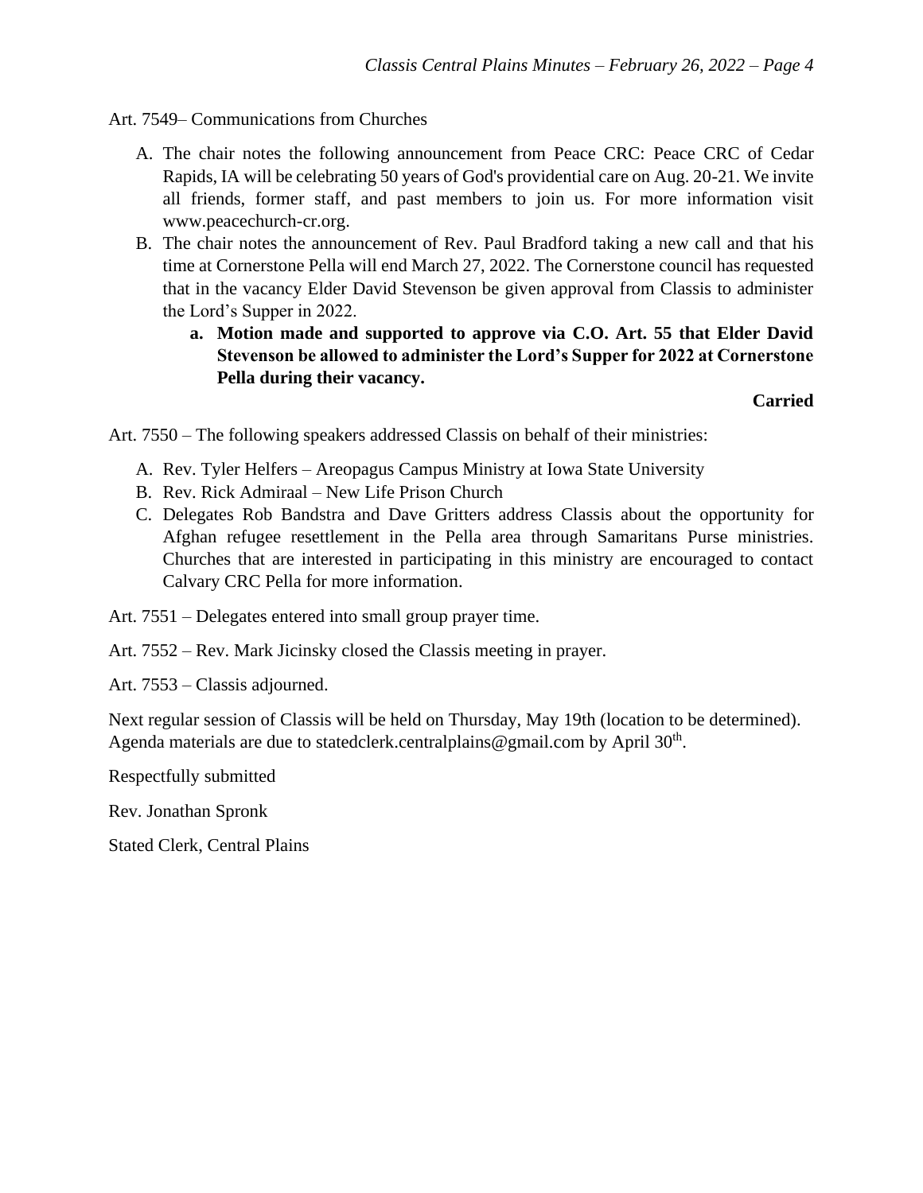Art. 7549– Communications from Churches

A. The chair notes the following announcement from Peace CRC: Peace CRC of Cedar Rapids, IA will be celebrating 50 years of God's providential care on Aug. 20-21. We invite all friends, former staff, and past members to join us. For more information visit www.peacechurch-cr.org.
B. The chair notes the announcement of Rev. Paul Bradford taking a new call and that his time at Cornerstone Pella will end March 27, 2022. The Cornerstone council has requested that in the vacancy Elder David Stevenson be given approval from Classis to administer the Lord's Supper in 2022.
   a. **Motion made and supported to approve via C.O. Art. 55 that Elder David Stevenson be allowed to administer the Lord's Supper for 2022 at Cornerstone Pella during their vacancy.**

**Carried**

Art. 7550 – The following speakers addressed Classis on behalf of their ministries:

A. Rev. Tyler Helfers – Areopagus Campus Ministry at Iowa State University
B. Rev. Rick Admiraal – New Life Prison Church
C. Delegates Rob Bandstra and Dave Gritters address Classis about the opportunity for Afghan refugee resettlement in the Pella area through Samaritans Purse ministries. Churches that are interested in participating in this ministry are encouraged to contact Calvary CRC Pella for more information.

Art. 7551 – Delegates entered into small group prayer time.

Art. 7552 – Rev. Mark Jicinsky closed the Classis meeting in prayer.

Art. 7553 – Classis adjourned.

Next regular session of Classis will be held on Thursday, May 19th (location to be determined). Agenda materials are due to statedclerk.centralplains@gmail.com by April 30th.

Respectfully submitted

Rev. Jonathan Spronk

Stated Clerk, Central Plains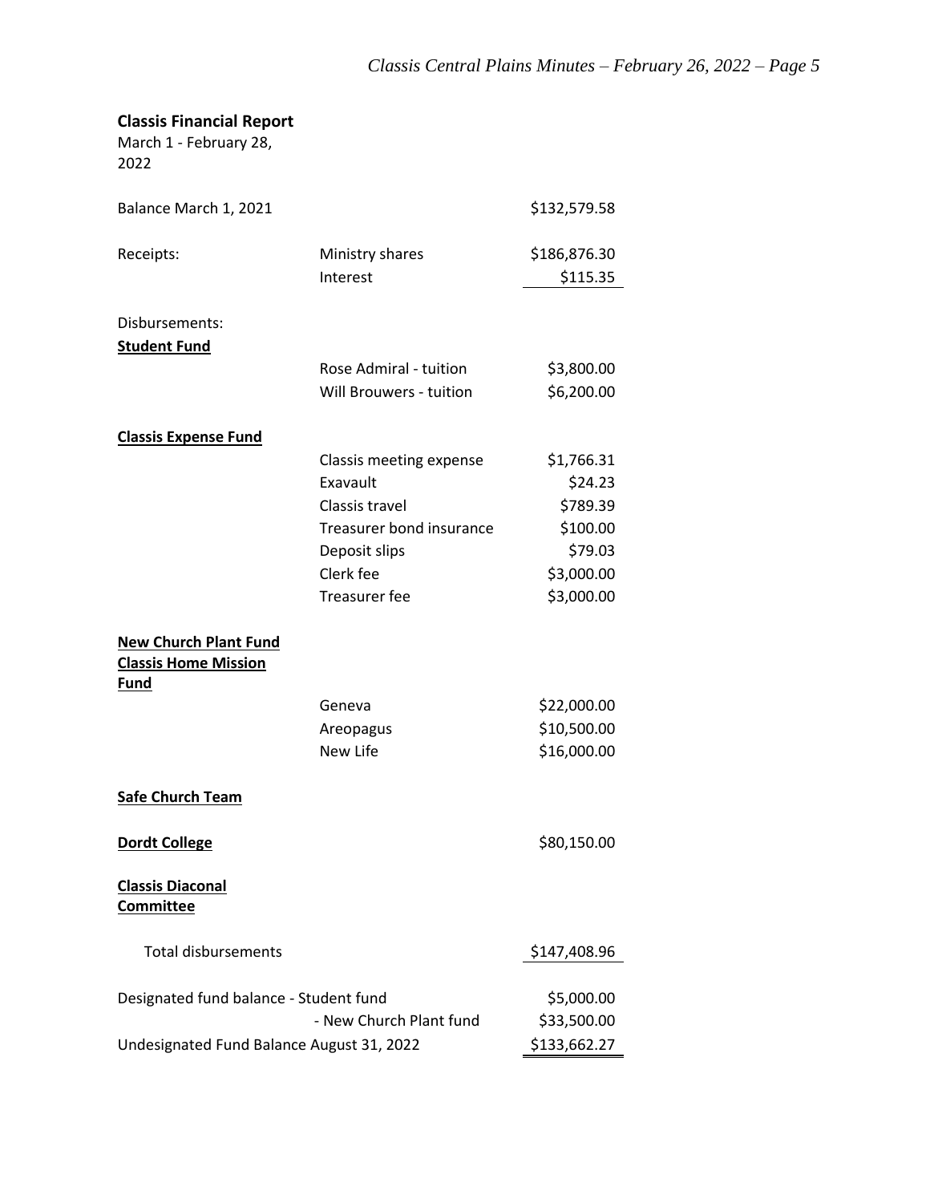## Classis Financial Report

March 1 - February 28, 2022

| | | |
|---|---|---|
| Balance March 1, 2021 | | $132,579.58 |
| Receipts: | Ministry shares | $186,876.30 |
| | Interest | $115.35 |
| Disbursements: | | |
| **Student Fund** | | |
| | Rose Admiral - tuition | $3,800.00 |
| | Will Brouwers - tuition | $6,200.00 |
| **Classis Expense Fund** | | |
| | Classis meeting expense | $1,766.31 |
| | Exavault | $24.23 |
| | Classis travel | $789.39 |
| | Treasurer bond insurance | $100.00 |
| | Deposit slips | $79.03 |
| | Clerk fee | $3,000.00 |
| | Treasurer fee | $3,000.00 |
| **New Church Plant Fund** | | |
| **Classis Home Mission Fund** | | |
| | Geneva | $22,000.00 |
| | Areopagus | $10,500.00 |
| | New Life | $16,000.00 |
| **Safe Church Team** | | |
| **Dordt College** | | $80,150.00 |
| **Classis Diaconal Committee** | | |
| Total disbursements | | $147,408.96 |
| Designated fund balance - Student fund | | $5,000.00 |
| | - New Church Plant fund | $33,500.00 |
| Undesignated Fund Balance August 31, 2022 | | $133,662.27 |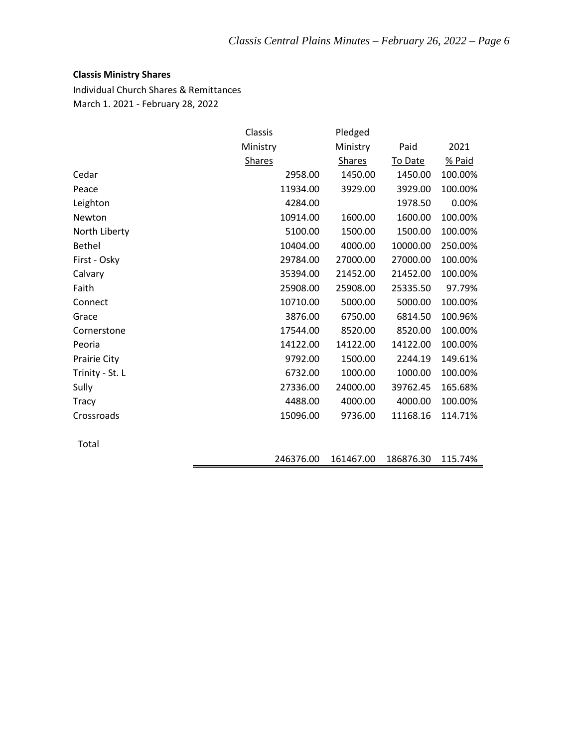**Classis Ministry Shares**

Individual Church Shares & Remittances

March 1. 2021 - February 28, 2022

| | Classis Ministry Shares | Pledged Ministry Shares | Paid To Date | 2021 % Paid |
|---|---|---|---|---|
| Cedar | 2958.00 | 1450.00 | 1450.00 | 100.00% |
| Peace | 11934.00 | 3929.00 | 3929.00 | 100.00% |
| Leighton | 4284.00 | | 1978.50 | 0.00% |
| Newton | 10914.00 | 1600.00 | 1600.00 | 100.00% |
| North Liberty | 5100.00 | 1500.00 | 1500.00 | 100.00% |
| Bethel | 10404.00 | 4000.00 | 10000.00 | 250.00% |
| First - Osky | 29784.00 | 27000.00 | 27000.00 | 100.00% |
| Calvary | 35394.00 | 21452.00 | 21452.00 | 100.00% |
| Faith | 25908.00 | 25908.00 | 25335.50 | 97.79% |
| Connect | 10710.00 | 5000.00 | 5000.00 | 100.00% |
| Grace | 3876.00 | 6750.00 | 6814.50 | 100.96% |
| Cornerstone | 17544.00 | 8520.00 | 8520.00 | 100.00% |
| Peoria | 14122.00 | 14122.00 | 14122.00 | 100.00% |
| Prairie City | 9792.00 | 1500.00 | 2244.19 | 149.61% |
| Trinity - St. L | 6732.00 | 1000.00 | 1000.00 | 100.00% |
| Sully | 27336.00 | 24000.00 | 39762.45 | 165.68% |
| Tracy | 4488.00 | 4000.00 | 4000.00 | 100.00% |
| Crossroads | 15096.00 | 9736.00 | 11168.16 | 114.71% |
| Total | 246376.00 | 161467.00 | 186876.30 | 115.74% |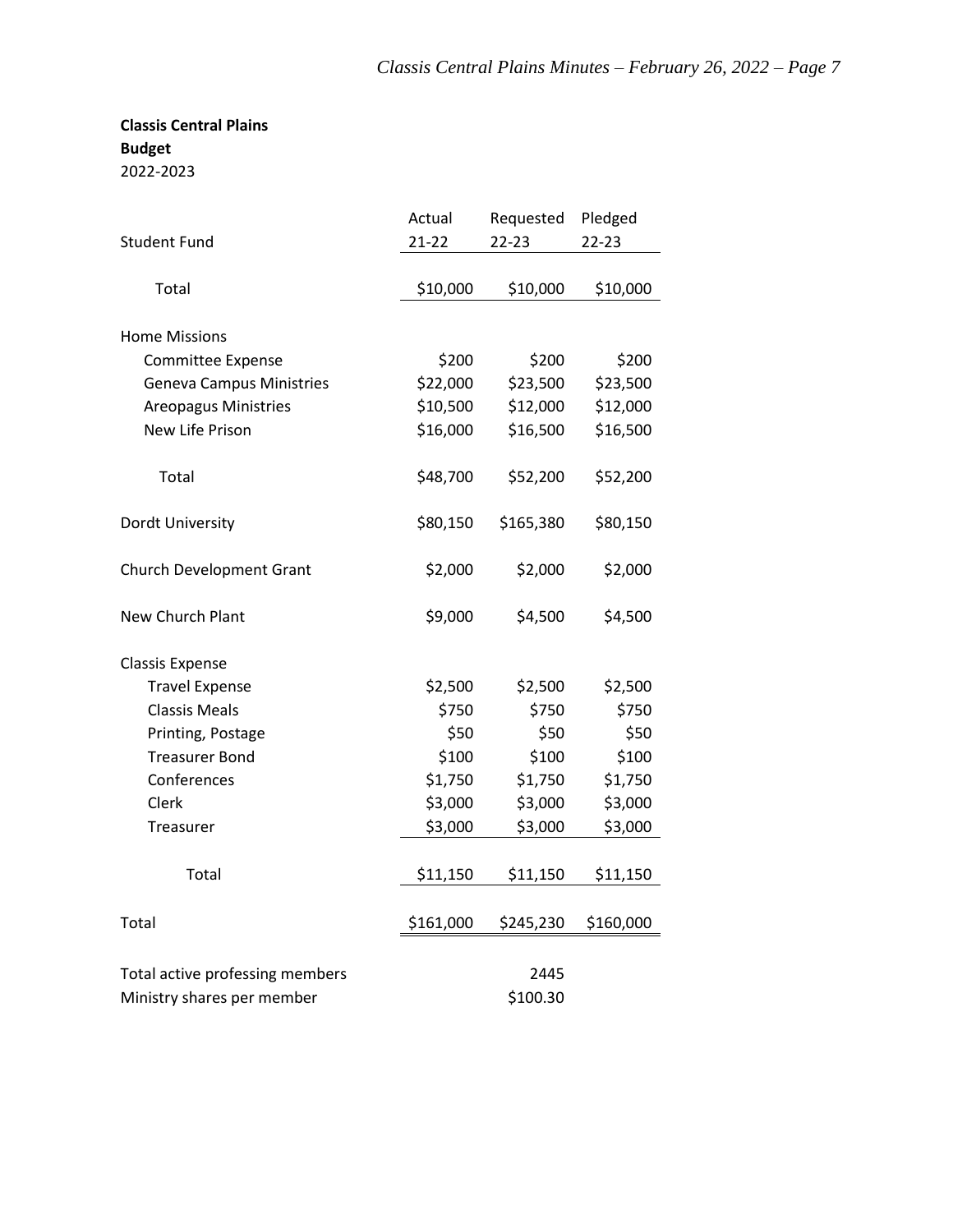**Classis Central Plains**
**Budget**
2022-2023

| Student Fund | Actual 21-22 | Requested 22-23 | Pledged 22-23 |
|---|---|---|---|
| Total | $10,000 | $10,000 | $10,000 |
| | | | |
| Home Missions | | | |
| Committee Expense | $200 | $200 | $200 |
| Geneva Campus Ministries | $22,000 | $23,500 | $23,500 |
| Areopagus Ministries | $10,500 | $12,000 | $12,000 |
| New Life Prison | $16,000 | $16,500 | $16,500 |
| Total | $48,700 | $52,200 | $52,200 |
| | | | |
| Dordt University | $80,150 | $165,380 | $80,150 |
| | | | |
| Church Development Grant | $2,000 | $2,000 | $2,000 |
| | | | |
| New Church Plant | $9,000 | $4,500 | $4,500 |
| | | | |
| Classis Expense | | | |
| Travel Expense | $2,500 | $2,500 | $2,500 |
| Classis Meals | $750 | $750 | $750 |
| Printing, Postage | $50 | $50 | $50 |
| Treasurer Bond | $100 | $100 | $100 |
| Conferences | $1,750 | $1,750 | $1,750 |
| Clerk | $3,000 | $3,000 | $3,000 |
| Treasurer | $3,000 | $3,000 | $3,000 |
| Total | $11,150 | $11,150 | $11,150 |
| | | | |
| Total | $161,000 | $245,230 | $160,000 |
| | | | |
| Total active professing members | | 2445 | |
| Ministry shares per member | | $100.30 | |